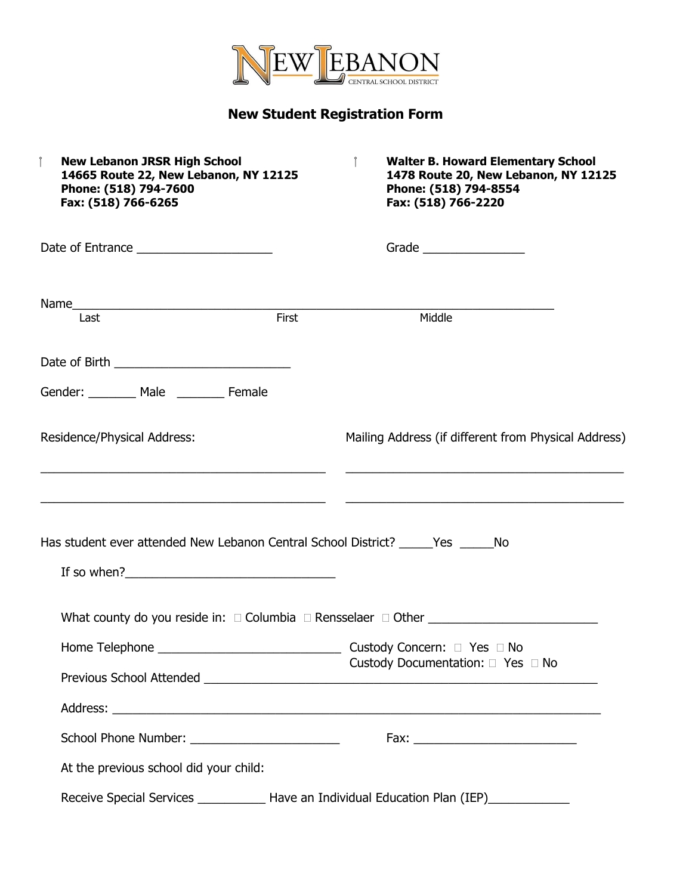# New Lebanon Central School District

## New Student Registration Form

☐ **New Lebanon JRSR High School**
**14665 Route 22, New Lebanon, NY 12125**
**Phone: (518) 794-7600**
**Fax: (518) 766-6265**

☐ **Walter B. Howard Elementary School**
**1478 Route 20, New Lebanon, NY 12125**
**Phone: (518) 794-8554**
**Fax: (518) 766-2220**

Date of Entrance ____________________ Grade _______________

Name________________________________________________________________________
Last First Middle

Date of Birth __________________________

Gender: _______ Male _______ Female

Residence/Physical Address:

__________________________________________

__________________________________________

Mailing Address (if different from Physical Address)

__________________________________________

__________________________________________

Has student ever attended New Lebanon Central School District? _____Yes _____No

If so when?________________________________

What county do you reside in: ☐ Columbia ☐ Rensselaer ☐ Other _________________________

Home Telephone ____________________________

Custody Concern: ☐ Yes ☐ No
Custody Documentation: ☐ Yes ☐ No

Previous School Attended ____________________________________________________________

Address: __________________________________________________________________________

School Phone Number: _______________________ Fax: ________________________

At the previous school did your child:

Receive Special Services __________ Have an Individual Education Plan (IEP)____________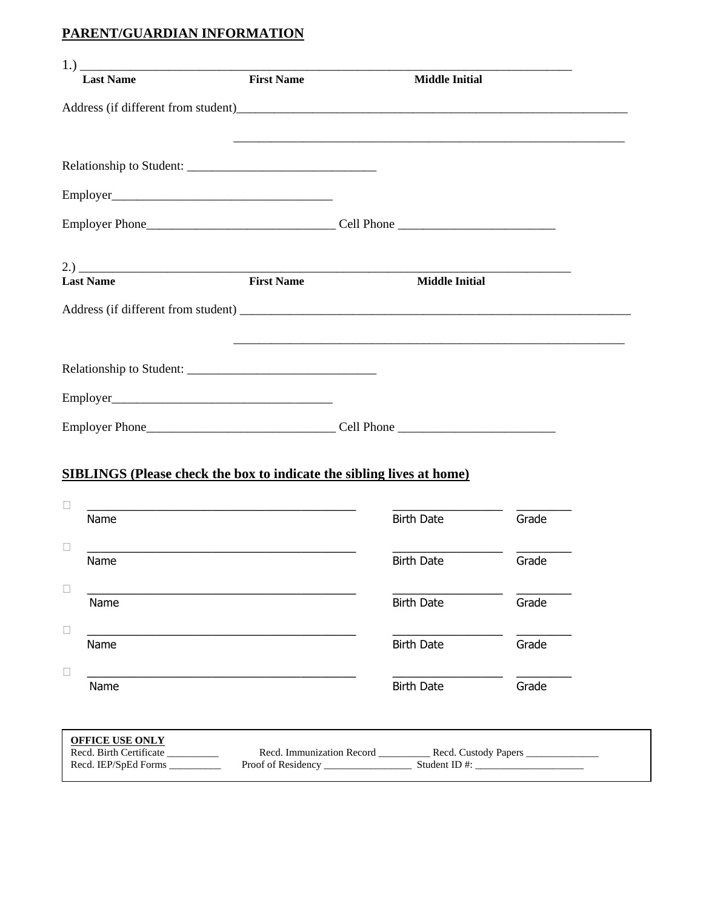## PARENT/GUARDIAN INFORMATION

1.) ___________________________________________________________________________

**Last Name** **First Name** **Middle Initial**

Address (if different from student)_______________________________________________________________

_______________________________________________________________

Relationship to Student: ______________________________

Employer__________________________________

Employer Phone_____________________________ Cell Phone ________________________

2.) ___________________________________________________________________________

**Last Name** **First Name** **Middle Initial**

Address (if different from student) _______________________________________________________________

_______________________________________________________________

Relationship to Student: ______________________________

Employer__________________________________

Employer Phone_____________________________ Cell Phone ________________________

## SIBLINGS (Please check the box to indicate the sibling lives at home)

□ ________________________________________ ________________ ________
Name Birth Date Grade

□ ________________________________________ ________________ ________
Name Birth Date Grade

□ ________________________________________ ________________ ________
Name Birth Date Grade

□ ________________________________________ ________________ ________
Name Birth Date Grade

□ ________________________________________ ________________ ________
Name Birth Date Grade

**OFFICE USE ONLY**

Recd. Birth Certificate __________ Recd. Immunization Record __________ Recd. Custody Papers ______________

Recd. IEP/SpEd Forms __________ Proof of Residency _________________ Student ID #: _____________________